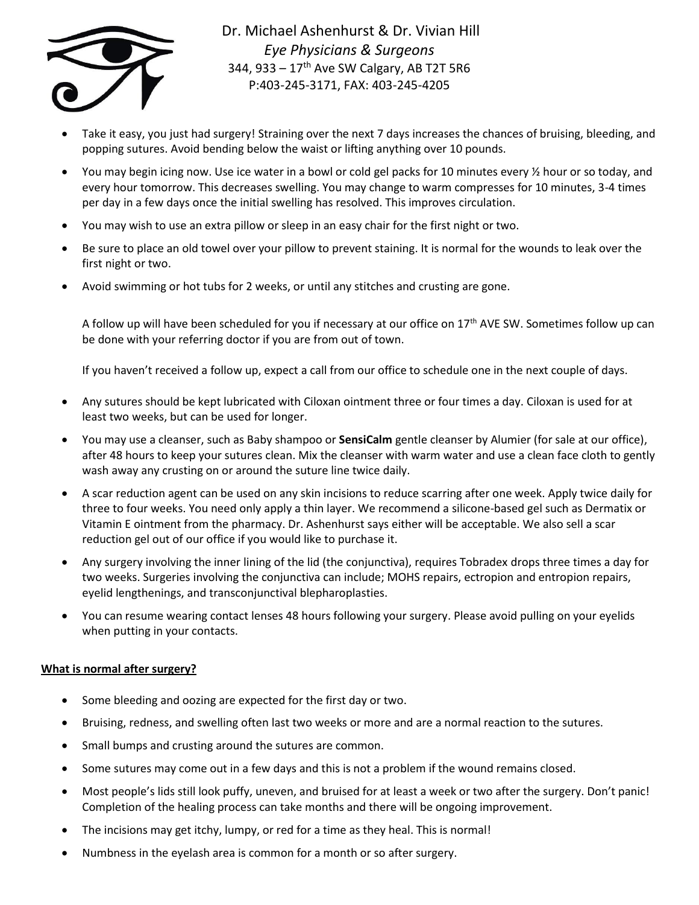Dr. Michael Ashenhurst & Dr. Vivian Hill

*Eye Physicians & Surgeons*

344, 933 – 17th Ave SW Calgary, AB T2T 5R6

P:403-245-3171, FAX: 403-245-4205

- Take it easy, you just had surgery! Straining over the next 7 days increases the chances of bruising, bleeding, and popping sutures. Avoid bending below the waist or lifting anything over 10 pounds.
- You may begin icing now. Use ice water in a bowl or cold gel packs for 10 minutes every ½ hour or so today, and every hour tomorrow. This decreases swelling. You may change to warm compresses for 10 minutes, 3-4 times per day in a few days once the initial swelling has resolved. This improves circulation.
- You may wish to use an extra pillow or sleep in an easy chair for the first night or two.
- Be sure to place an old towel over your pillow to prevent staining. It is normal for the wounds to leak over the first night or two.
- Avoid swimming or hot tubs for 2 weeks, or until any stitches and crusting are gone.

A follow up will have been scheduled for you if necessary at our office on 17th AVE SW. Sometimes follow up can be done with your referring doctor if you are from out of town.

If you haven't received a follow up, expect a call from our office to schedule one in the next couple of days.

- Any sutures should be kept lubricated with Ciloxan ointment three or four times a day. Ciloxan is used for at least two weeks, but can be used for longer.
- You may use a cleanser, such as Baby shampoo or **SensiCalm** gentle cleanser by Alumier (for sale at our office), after 48 hours to keep your sutures clean. Mix the cleanser with warm water and use a clean face cloth to gently wash away any crusting on or around the suture line twice daily.
- A scar reduction agent can be used on any skin incisions to reduce scarring after one week. Apply twice daily for three to four weeks. You need only apply a thin layer. We recommend a silicone-based gel such as Dermatix or Vitamin E ointment from the pharmacy. Dr. Ashenhurst says either will be acceptable. We also sell a scar reduction gel out of our office if you would like to purchase it.
- Any surgery involving the inner lining of the lid (the conjunctiva), requires Tobradex drops three times a day for two weeks. Surgeries involving the conjunctiva can include; MOHS repairs, ectropion and entropion repairs, eyelid lengthenings, and transconjunctival blepharoplasties.
- You can resume wearing contact lenses 48 hours following your surgery. Please avoid pulling on your eyelids when putting in your contacts.

**<u>What is normal after surgery?</u>**

- Some bleeding and oozing are expected for the first day or two.
- Bruising, redness, and swelling often last two weeks or more and are a normal reaction to the sutures.
- Small bumps and crusting around the sutures are common.
- Some sutures may come out in a few days and this is not a problem if the wound remains closed.
- Most people's lids still look puffy, uneven, and bruised for at least a week or two after the surgery. Don't panic! Completion of the healing process can take months and there will be ongoing improvement.
- The incisions may get itchy, lumpy, or red for a time as they heal. This is normal!
- Numbness in the eyelash area is common for a month or so after surgery.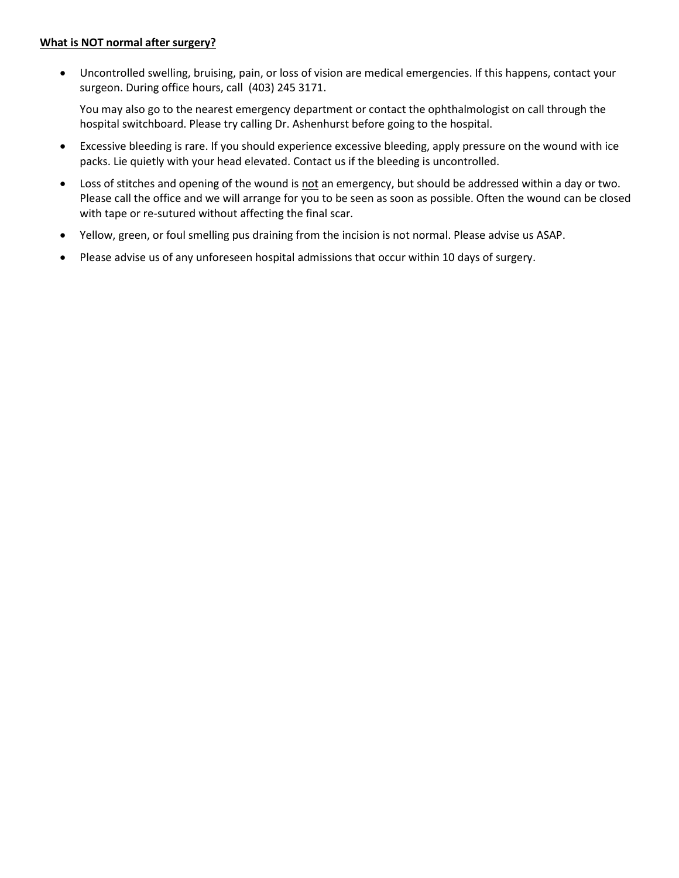**<u>What is NOT normal after surgery?</u>**

- Uncontrolled swelling, bruising, pain, or loss of vision are medical emergencies. If this happens, contact your surgeon. During office hours, call (403) 245 3171.

  You may also go to the nearest emergency department or contact the ophthalmologist on call through the hospital switchboard. Please try calling Dr. Ashenhurst before going to the hospital.

- Excessive bleeding is rare. If you should experience excessive bleeding, apply pressure on the wound with ice packs. Lie quietly with your head elevated. Contact us if the bleeding is uncontrolled.
- Loss of stitches and opening of the wound is <u>not</u> an emergency, but should be addressed within a day or two. Please call the office and we will arrange for you to be seen as soon as possible. Often the wound can be closed with tape or re-sutured without affecting the final scar.
- Yellow, green, or foul smelling pus draining from the incision is not normal. Please advise us ASAP.
- Please advise us of any unforeseen hospital admissions that occur within 10 days of surgery.